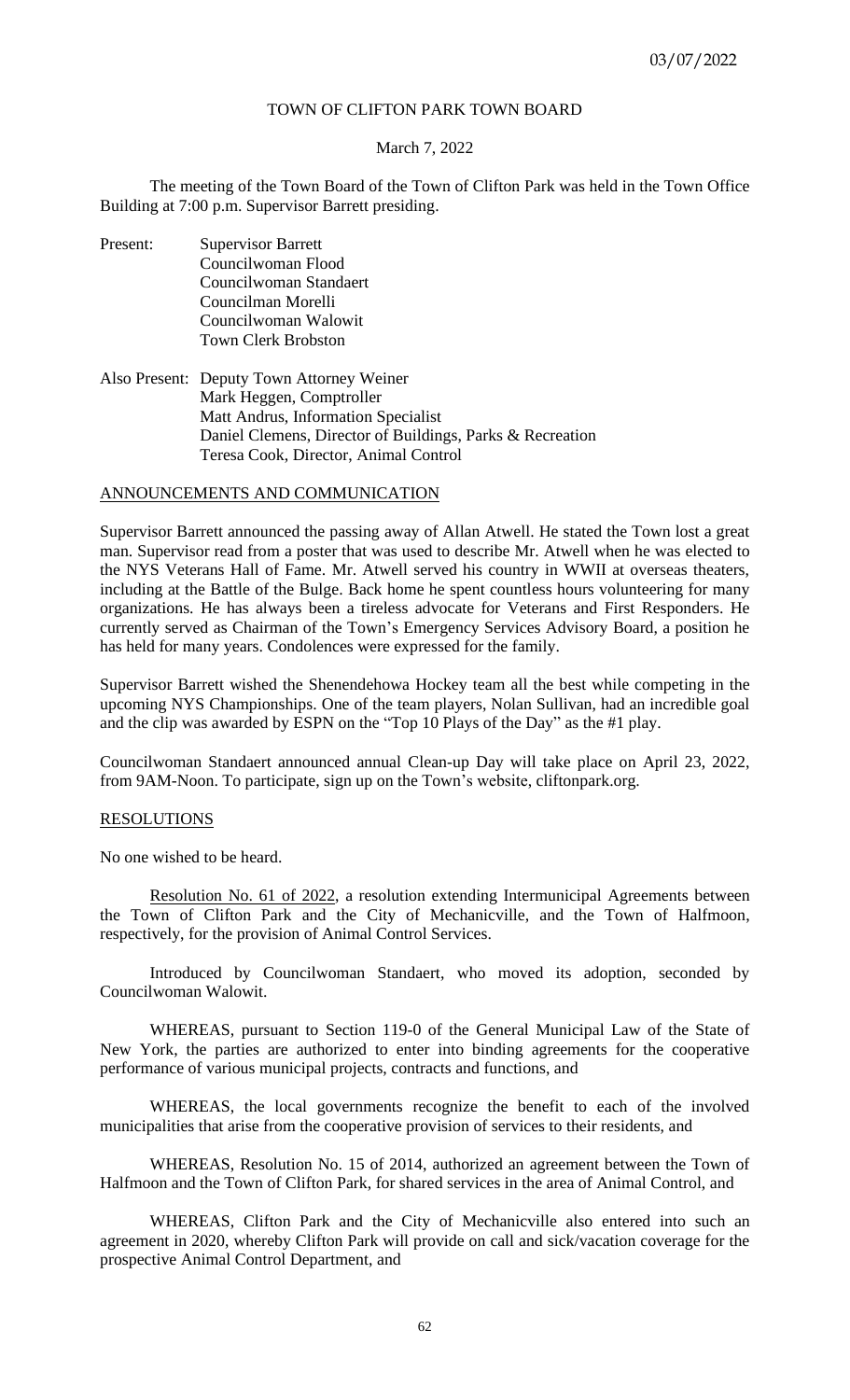TOWN OF CLIFTON PARK TOWN BOARD

March 7, 2022

The meeting of the Town Board of the Town of Clifton Park was held in the Town Office Building at 7:00 p.m. Supervisor Barrett presiding.

Present:
- Supervisor Barrett
- Councilwoman Flood
- Councilwoman Standaert
- Councilman Morelli
- Councilwoman Walowit
- Town Clerk Brobston

Also Present:
- Deputy Town Attorney Weiner
- Mark Heggen, Comptroller
- Matt Andrus, Information Specialist
- Daniel Clemens, Director of Buildings, Parks & Recreation
- Teresa Cook, Director, Animal Control

## ANNOUNCEMENTS AND COMMUNICATION

Supervisor Barrett announced the passing away of Allan Atwell. He stated the Town lost a great man. Supervisor read from a poster that was used to describe Mr. Atwell when he was elected to the NYS Veterans Hall of Fame. Mr. Atwell served his country in WWII at overseas theaters, including at the Battle of the Bulge. Back home he spent countless hours volunteering for many organizations. He has always been a tireless advocate for Veterans and First Responders. He currently served as Chairman of the Town's Emergency Services Advisory Board, a position he has held for many years. Condolences were expressed for the family.

Supervisor Barrett wished the Shenendehowa Hockey team all the best while competing in the upcoming NYS Championships. One of the team players, Nolan Sullivan, had an incredible goal and the clip was awarded by ESPN on the "Top 10 Plays of the Day" as the #1 play.

Councilwoman Standaert announced annual Clean-up Day will take place on April 23, 2022, from 9AM-Noon. To participate, sign up on the Town's website, cliftonpark.org.

## RESOLUTIONS

No one wished to be heard.

Resolution No. 61 of 2022, a resolution extending Intermunicipal Agreements between the Town of Clifton Park and the City of Mechanicville, and the Town of Halfmoon, respectively, for the provision of Animal Control Services.

Introduced by Councilwoman Standaert, who moved its adoption, seconded by Councilwoman Walowit.

WHEREAS, pursuant to Section 119-0 of the General Municipal Law of the State of New York, the parties are authorized to enter into binding agreements for the cooperative performance of various municipal projects, contracts and functions, and

WHEREAS, the local governments recognize the benefit to each of the involved municipalities that arise from the cooperative provision of services to their residents, and

WHEREAS, Resolution No. 15 of 2014, authorized an agreement between the Town of Halfmoon and the Town of Clifton Park, for shared services in the area of Animal Control, and

WHEREAS, Clifton Park and the City of Mechanicville also entered into such an agreement in 2020, whereby Clifton Park will provide on call and sick/vacation coverage for the prospective Animal Control Department, and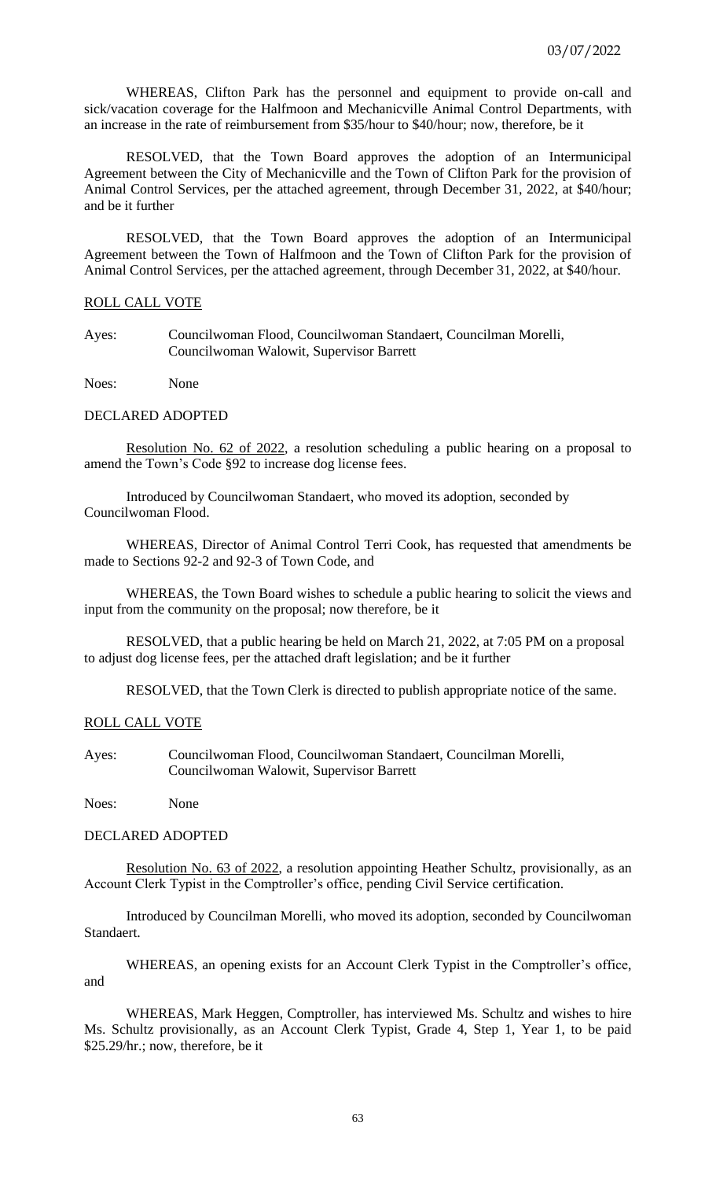WHEREAS, Clifton Park has the personnel and equipment to provide on-call and sick/vacation coverage for the Halfmoon and Mechanicville Animal Control Departments, with an increase in the rate of reimbursement from $35/hour to $40/hour; now, therefore, be it

RESOLVED, that the Town Board approves the adoption of an Intermunicipal Agreement between the City of Mechanicville and the Town of Clifton Park for the provision of Animal Control Services, per the attached agreement, through December 31, 2022, at $40/hour; and be it further

RESOLVED, that the Town Board approves the adoption of an Intermunicipal Agreement between the Town of Halfmoon and the Town of Clifton Park for the provision of Animal Control Services, per the attached agreement, through December 31, 2022, at $40/hour.

ROLL CALL VOTE

Ayes: Councilwoman Flood, Councilwoman Standaert, Councilman Morelli, Councilwoman Walowit, Supervisor Barrett

Noes: None

DECLARED ADOPTED

Resolution No. 62 of 2022, a resolution scheduling a public hearing on a proposal to amend the Town's Code §92 to increase dog license fees.

Introduced by Councilwoman Standaert, who moved its adoption, seconded by Councilwoman Flood.

WHEREAS, Director of Animal Control Terri Cook, has requested that amendments be made to Sections 92-2 and 92-3 of Town Code, and

WHEREAS, the Town Board wishes to schedule a public hearing to solicit the views and input from the community on the proposal; now therefore, be it

RESOLVED, that a public hearing be held on March 21, 2022, at 7:05 PM on a proposal to adjust dog license fees, per the attached draft legislation; and be it further

RESOLVED, that the Town Clerk is directed to publish appropriate notice of the same.

ROLL CALL VOTE

Ayes: Councilwoman Flood, Councilwoman Standaert, Councilman Morelli, Councilwoman Walowit, Supervisor Barrett

Noes: None

DECLARED ADOPTED

Resolution No. 63 of 2022, a resolution appointing Heather Schultz, provisionally, as an Account Clerk Typist in the Comptroller's office, pending Civil Service certification.

Introduced by Councilman Morelli, who moved its adoption, seconded by Councilwoman Standaert.

WHEREAS, an opening exists for an Account Clerk Typist in the Comptroller's office, and

WHEREAS, Mark Heggen, Comptroller, has interviewed Ms. Schultz and wishes to hire Ms. Schultz provisionally, as an Account Clerk Typist, Grade 4, Step 1, Year 1, to be paid $25.29/hr.; now, therefore, be it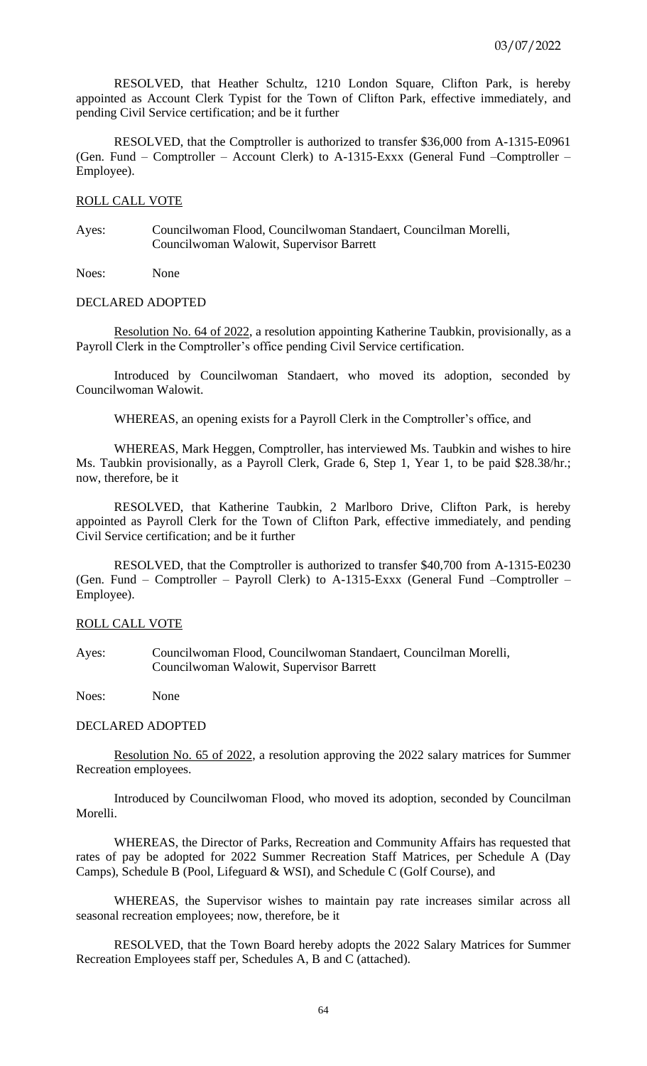RESOLVED, that Heather Schultz, 1210 London Square, Clifton Park, is hereby appointed as Account Clerk Typist for the Town of Clifton Park, effective immediately, and pending Civil Service certification; and be it further

RESOLVED, that the Comptroller is authorized to transfer $36,000 from A-1315-E0961 (Gen. Fund – Comptroller – Account Clerk) to A-1315-Exxx (General Fund –Comptroller – Employee).

ROLL CALL VOTE

Ayes: Councilwoman Flood, Councilwoman Standaert, Councilman Morelli, Councilwoman Walowit, Supervisor Barrett

Noes: None

DECLARED ADOPTED

Resolution No. 64 of 2022, a resolution appointing Katherine Taubkin, provisionally, as a Payroll Clerk in the Comptroller's office pending Civil Service certification.

Introduced by Councilwoman Standaert, who moved its adoption, seconded by Councilwoman Walowit.

WHEREAS, an opening exists for a Payroll Clerk in the Comptroller's office, and

WHEREAS, Mark Heggen, Comptroller, has interviewed Ms. Taubkin and wishes to hire Ms. Taubkin provisionally, as a Payroll Clerk, Grade 6, Step 1, Year 1, to be paid $28.38/hr.; now, therefore, be it

RESOLVED, that Katherine Taubkin, 2 Marlboro Drive, Clifton Park, is hereby appointed as Payroll Clerk for the Town of Clifton Park, effective immediately, and pending Civil Service certification; and be it further

RESOLVED, that the Comptroller is authorized to transfer $40,700 from A-1315-E0230 (Gen. Fund – Comptroller – Payroll Clerk) to A-1315-Exxx (General Fund –Comptroller – Employee).

ROLL CALL VOTE

Ayes: Councilwoman Flood, Councilwoman Standaert, Councilman Morelli, Councilwoman Walowit, Supervisor Barrett

Noes: None

DECLARED ADOPTED

Resolution No. 65 of 2022, a resolution approving the 2022 salary matrices for Summer Recreation employees.

Introduced by Councilwoman Flood, who moved its adoption, seconded by Councilman Morelli.

WHEREAS, the Director of Parks, Recreation and Community Affairs has requested that rates of pay be adopted for 2022 Summer Recreation Staff Matrices, per Schedule A (Day Camps), Schedule B (Pool, Lifeguard & WSI), and Schedule C (Golf Course), and

WHEREAS, the Supervisor wishes to maintain pay rate increases similar across all seasonal recreation employees; now, therefore, be it

RESOLVED, that the Town Board hereby adopts the 2022 Salary Matrices for Summer Recreation Employees staff per, Schedules A, B and C (attached).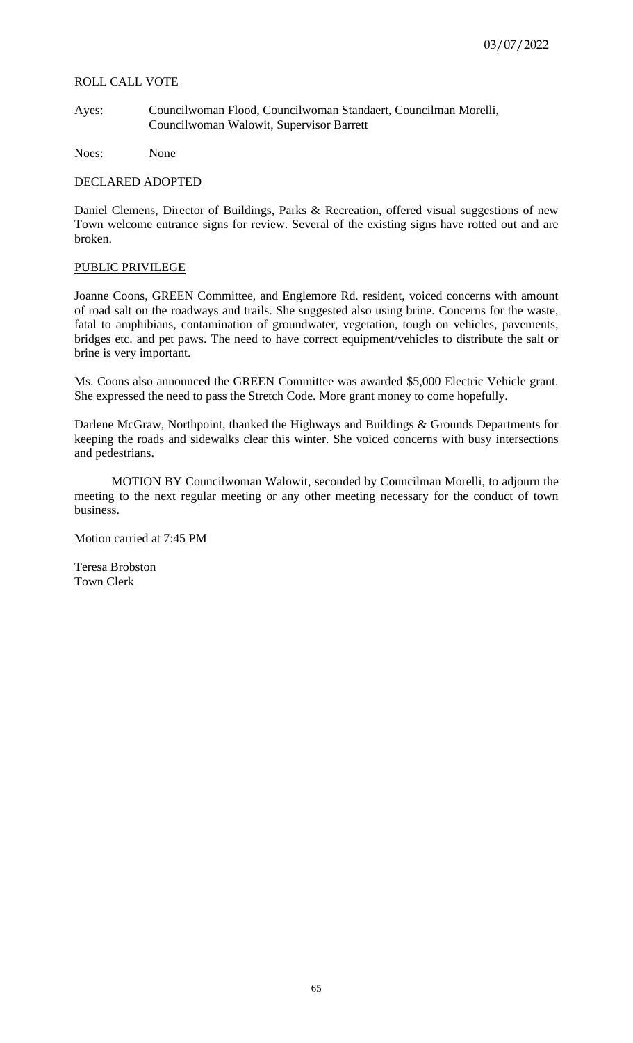03/07/2022

ROLL CALL VOTE

Ayes: Councilwoman Flood, Councilwoman Standaert, Councilman Morelli, Councilwoman Walowit, Supervisor Barrett

Noes: None

DECLARED ADOPTED

Daniel Clemens, Director of Buildings, Parks & Recreation, offered visual suggestions of new Town welcome entrance signs for review. Several of the existing signs have rotted out and are broken.

PUBLIC PRIVILEGE

Joanne Coons, GREEN Committee, and Englemore Rd. resident, voiced concerns with amount of road salt on the roadways and trails. She suggested also using brine. Concerns for the waste, fatal to amphibians, contamination of groundwater, vegetation, tough on vehicles, pavements, bridges etc. and pet paws. The need to have correct equipment/vehicles to distribute the salt or brine is very important.

Ms. Coons also announced the GREEN Committee was awarded $5,000 Electric Vehicle grant. She expressed the need to pass the Stretch Code. More grant money to come hopefully.

Darlene McGraw, Northpoint, thanked the Highways and Buildings & Grounds Departments for keeping the roads and sidewalks clear this winter. She voiced concerns with busy intersections and pedestrians.

MOTION BY Councilwoman Walowit, seconded by Councilman Morelli, to adjourn the meeting to the next regular meeting or any other meeting necessary for the conduct of town business.

Motion carried at 7:45 PM

Teresa Brobston
Town Clerk